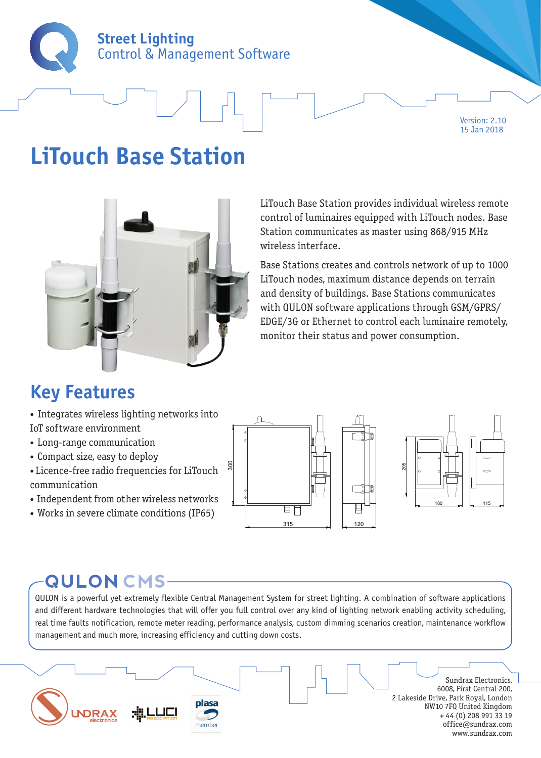**Street Lighting**
Control & Management Software

Version: 2.10
15 Jan 2018

# LiTouch Base Station

LiTouch Base Station provides individual wireless remote control of luminaires equipped with LiTouch nodes. Base Station communicates as master using 868/915 MHz wireless interface.

Base Stations creates and controls network of up to 1000 LiTouch nodes, maximum distance depends on terrain and density of buildings. Base Stations communicates with QULON software applications through GSM/GPRS/EDGE/3G or Ethernet to control each luminaire remotely, monitor their status and power consumption.

## Key Features

- Integrates wireless lighting networks into IoT software environment
- Long-range communication
- Compact size, easy to deploy
- Licence-free radio frequencies for LiTouch communication
- Independent from other wireless networks
- Works in severe climate conditions (IP65)

300 315 120 205 180 115

## QULON CMS

QULON is a powerful yet extremely flexible Central Management System for street lighting. A combination of software applications and different hardware technologies that will offer you full control over any kind of lighting network enabling activity scheduling, real time faults notification, remote meter reading, performance analysis, custom dimming scenarios creation, maintenance workflow management and much more, increasing efficiency and cutting down costs.

Sundrax Electronics,
6008, First Central 200,
2 Lakeside Drive, Park Royal, London
NW10 7FQ United Kingdom
+ 44 (0) 208 991 33 19
office@sundrax.com
www.sundrax.com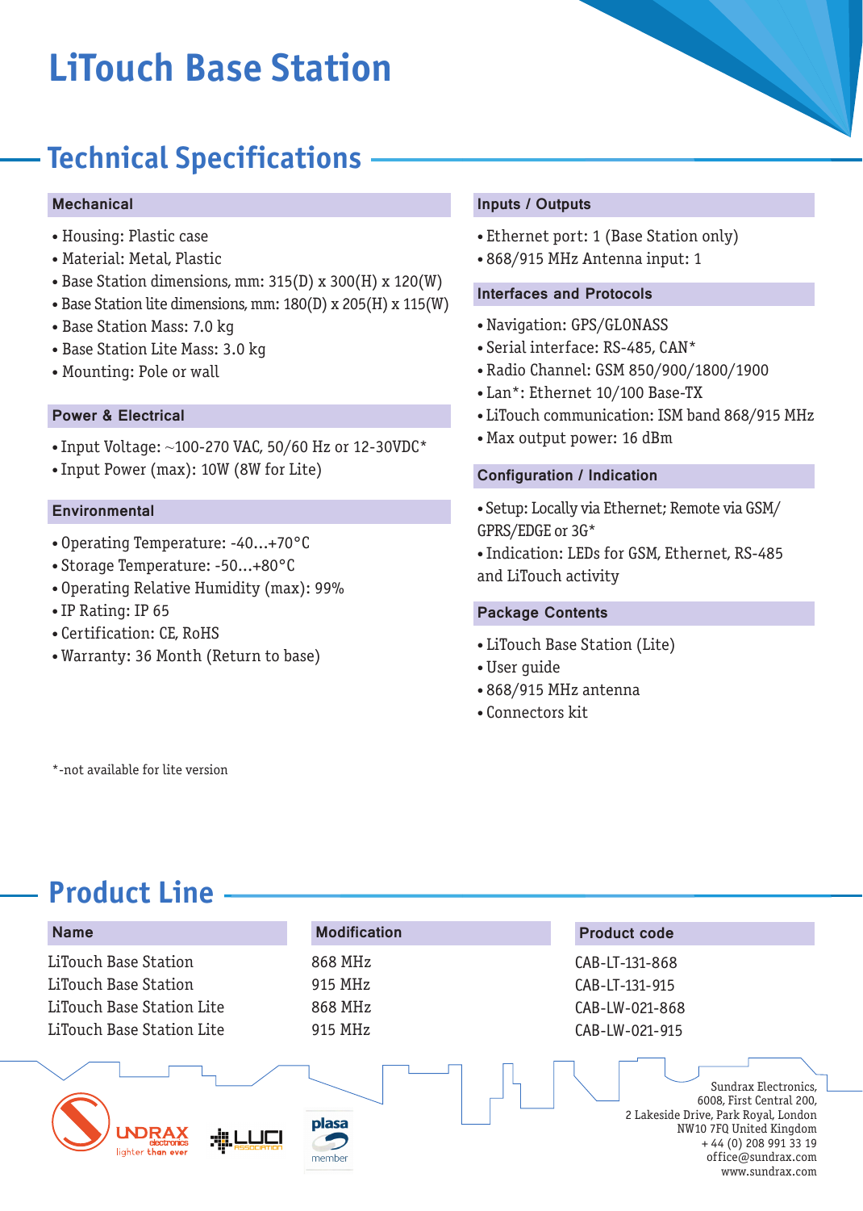# LiTouch Base Station

## Technical Specifications

### Mechanical

- Housing: Plastic case
- Material: Metal, Plastic
- Base Station dimensions, mm: 315(D) x 300(H) x 120(W)
- Base Station lite dimensions, mm: 180(D) x 205(H) x 115(W)
- Base Station Mass: 7.0 kg
- Base Station Lite Mass: 3.0 kg
- Mounting: Pole or wall

### Power & Electrical

- Input Voltage: ~100-270 VAC, 50/60 Hz or 12-30VDC*
- Input Power (max): 10W (8W for Lite)

### Environmental

- Operating Temperature: -40…+70°C
- Storage Temperature: -50…+80°C
- Operating Relative Humidity (max): 99%
- IP Rating: IP 65
- Certification: CE, RoHS
- Warranty: 36 Month (Return to base)

### Inputs / Outputs

- Ethernet port: 1 (Base Station only)
- 868/915 MHz Antenna input: 1

### Interfaces and Protocols

- Navigation: GPS/GLONASS
- Serial interface: RS-485, CAN*
- Radio Channel: GSM 850/900/1800/1900
- Lan*: Ethernet 10/100 Base-TX
- LiTouch communication: ISM band 868/915 MHz
- Max output power: 16 dBm

### Configuration / Indication

- Setup: Locally via Ethernet; Remote via GSM/GPRS/EDGE or 3G*
- Indication: LEDs for GSM, Ethernet, RS-485 and LiTouch activity

### Package Contents

- LiTouch Base Station (Lite)
- User guide
- 868/915 MHz antenna
- Connectors kit

*-not available for lite version

## Product Line

| Name | Modification | Product code |
| --- | --- | --- |
| LiTouch Base Station | 868 MHz | CAB-LT-131-868 |
| LiTouch Base Station | 915 MHz | CAB-LT-131-915 |
| LiTouch Base Station Lite | 868 MHz | CAB-LW-021-868 |
| LiTouch Base Station Lite | 915 MHz | CAB-LW-021-915 |

SUNDRAX electronics lighter than ever

LUCI ASSOCIATION

plasa member

Sundrax Electronics,
6008, First Central 200,
2 Lakeside Drive, Park Royal, London
NW10 7FQ United Kingdom
+ 44 (0) 208 991 33 19
office@sundrax.com
www.sundrax.com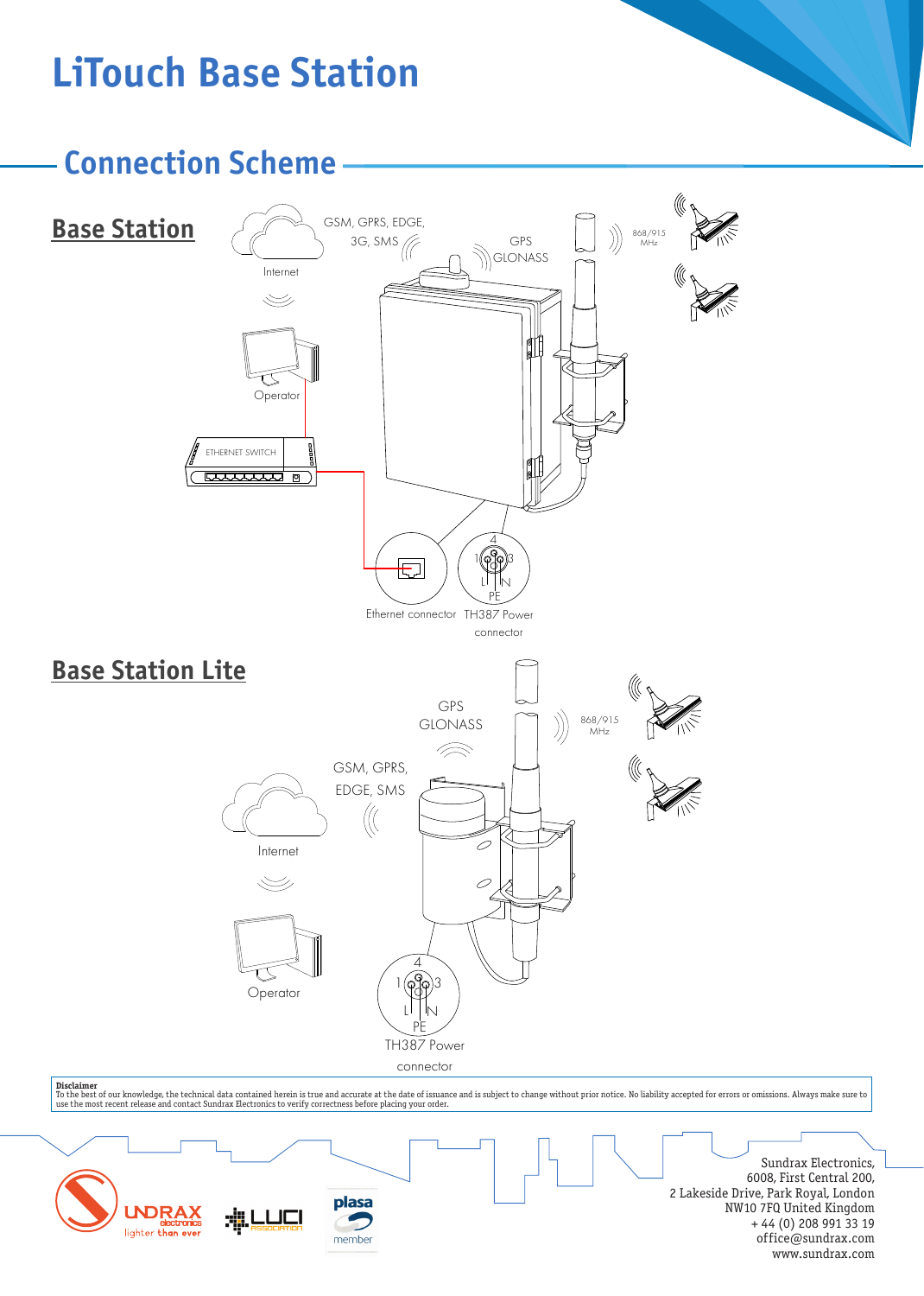# LiTouch Base Station

## Connection Scheme

### Base Station

Internet

GSM, GPRS, EDGE, 3G, SMS

GPS GLONASS

868/915 MHz

Operator

ETHERNET SWITCH

Ethernet connector

TH387 Power connector

4
1
3
L
N
PE

### Base Station Lite

GPS GLONASS

868/915 MHz

GSM, GPRS, EDGE, SMS

Internet

Operator

4
1
3
L
N
PE

TH387 Power connector

**Disclaimer**
To the best of our knowledge, the technical data contained herein is true and accurate at the date of issuance and is subject to change without prior notice. No liability accepted for errors or omissions. Always make sure to use the most recent release and contact Sundrax Electronics to verify correctness before placing your order.

SUNDRAX electronics lighter than ever

LUCI ASSOCIATION

plasa member

Sundrax Electronics,
6008, First Central 200,
2 Lakeside Drive, Park Royal, London
NW10 7FQ United Kingdom
+ 44 (0) 208 991 33 19
office@sundrax.com
www.sundrax.com